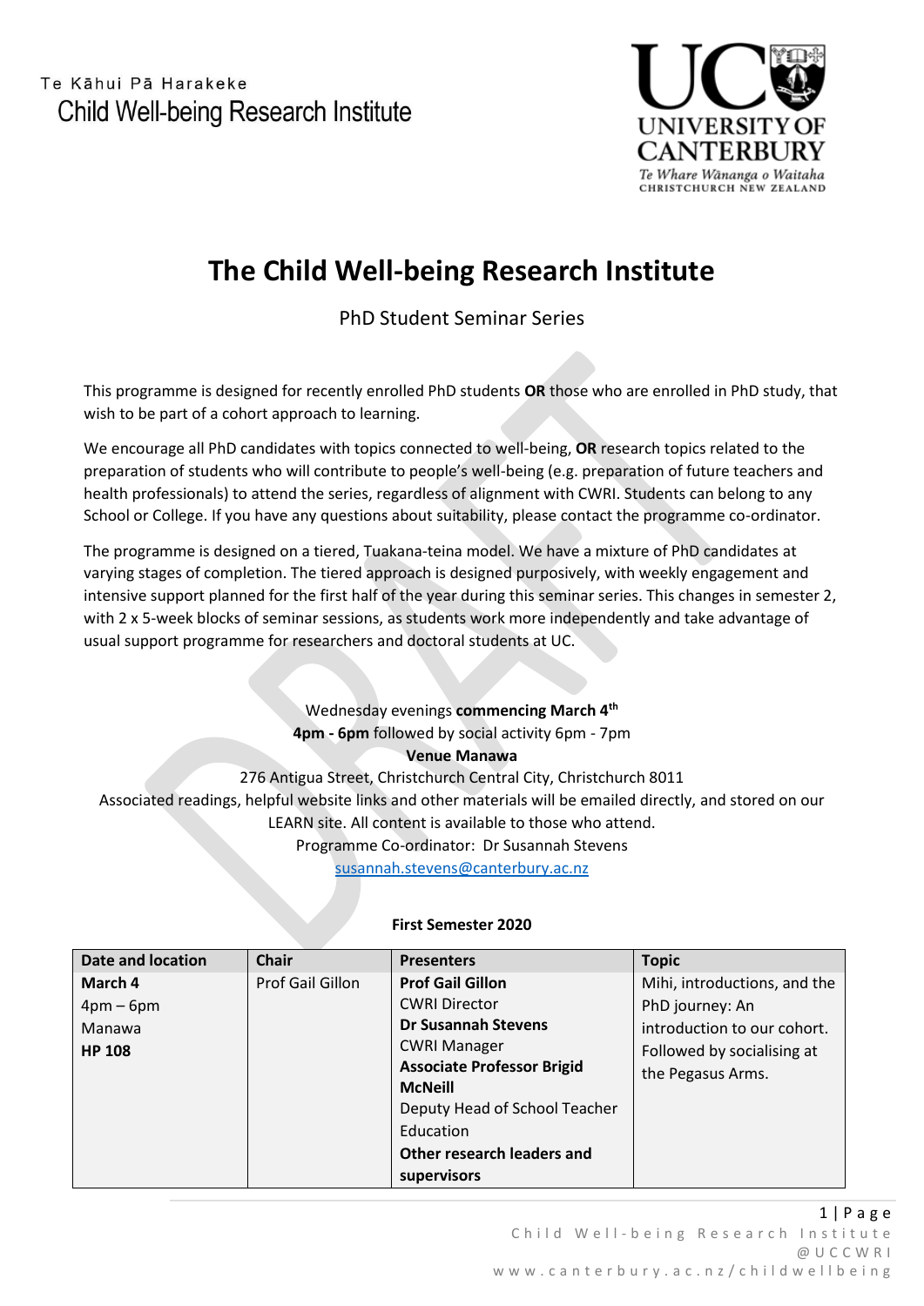Te Kāhui Pā Harakeke
Child Well-being Research Institute

# The Child Well-being Research Institute

PhD Student Seminar Series

This programme is designed for recently enrolled PhD students **OR** those who are enrolled in PhD study, that wish to be part of a cohort approach to learning.

We encourage all PhD candidates with topics connected to well-being, **OR** research topics related to the preparation of students who will contribute to people's well-being (e.g. preparation of future teachers and health professionals) to attend the series, regardless of alignment with CWRI. Students can belong to any School or College. If you have any questions about suitability, please contact the programme co-ordinator.

The programme is designed on a tiered, Tuakana-teina model. We have a mixture of PhD candidates at varying stages of completion. The tiered approach is designed purposively, with weekly engagement and intensive support planned for the first half of the year during this seminar series. This changes in semester 2, with 2 x 5-week blocks of seminar sessions, as students work more independently and take advantage of usual support programme for researchers and doctoral students at UC.

Wednesday evenings **commencing March 4th**
**4pm - 6pm** followed by social activity 6pm - 7pm
**Venue Manawa**
276 Antigua Street, Christchurch Central City, Christchurch 8011
Associated readings, helpful website links and other materials will be emailed directly, and stored on our LEARN site. All content is available to those who attend.
Programme Co-ordinator: Dr Susannah Stevens
susannah.stevens@canterbury.ac.nz

**First Semester 2020**

| Date and location | Chair | Presenters | Topic |
|---|---|---|---|
| **March 4**<br>4pm – 6pm<br>Manawa<br>**HP 108** | Prof Gail Gillon | **Prof Gail Gillon**<br>CWRI Director<br>**Dr Susannah Stevens**<br>CWRI Manager<br>**Associate Professor Brigid McNeill**<br>Deputy Head of School Teacher Education<br>**Other research leaders and supervisors** | Mihi, introductions, and the PhD journey: An introduction to our cohort. Followed by socialising at the Pegasus Arms. |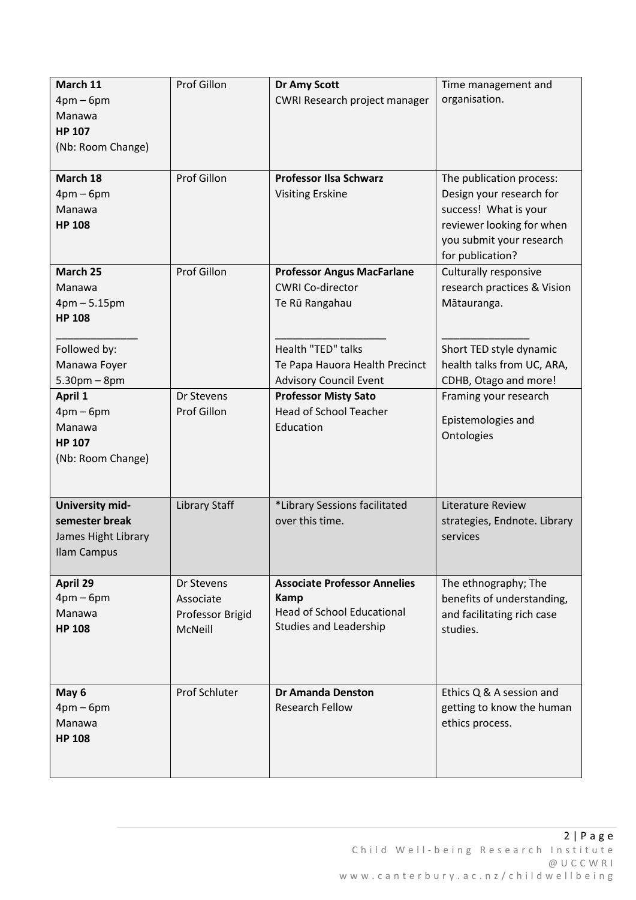| **March 11**<br>4pm – 6pm<br>Manawa<br>**HP 107**<br>(Nb: Room Change) | Prof Gillon | **Dr Amy Scott**<br>CWRI Research project manager | Time management and organisation. |
|---|---|---|---|
| **March 18**<br>4pm – 6pm<br>Manawa<br>**HP 108** | Prof Gillon | **Professor Ilsa Schwarz**<br>Visiting Erskine | The publication process: Design your research for success! What is your reviewer looking for when you submit your research for publication? |
| **March 25**<br>Manawa<br>4pm – 5.15pm<br>**HP 108**<br>______________<br>Followed by:<br>Manawa Foyer<br>5.30pm – 8pm | Prof Gillon | **Professor Angus MacFarlane**<br>CWRI Co-director<br>Te Rū Rangahau<br>___________________<br>Health "TED" talks<br>Te Papa Hauora Health Precinct Advisory Council Event | Culturally responsive research practices & Vision Mātauranga.<br>_______________<br>Short TED style dynamic health talks from UC, ARA, CDHB, Otago and more! |
| **April 1**<br>4pm – 6pm<br>Manawa<br>**HP 107**<br>(Nb: Room Change) | Dr Stevens<br>Prof Gillon | **Professor Misty Sato**<br>Head of School Teacher Education | Framing your research<br>Epistemologies and Ontologies |
| **University mid-semester break**<br>James Hight Library<br>Ilam Campus | Library Staff | *Library Sessions facilitated over this time. | Literature Review strategies, Endnote. Library services |
| **April 29**<br>4pm – 6pm<br>Manawa<br>**HP 108** | Dr Stevens<br>Associate Professor Brigid McNeill | **Associate Professor Annelies Kamp**<br>Head of School Educational Studies and Leadership | The ethnography; The benefits of understanding, and facilitating rich case studies. |
| **May 6**<br>4pm – 6pm<br>Manawa<br>**HP 108** | Prof Schluter | **Dr Amanda Denston**<br>Research Fellow | Ethics Q & A session and getting to know the human ethics process. |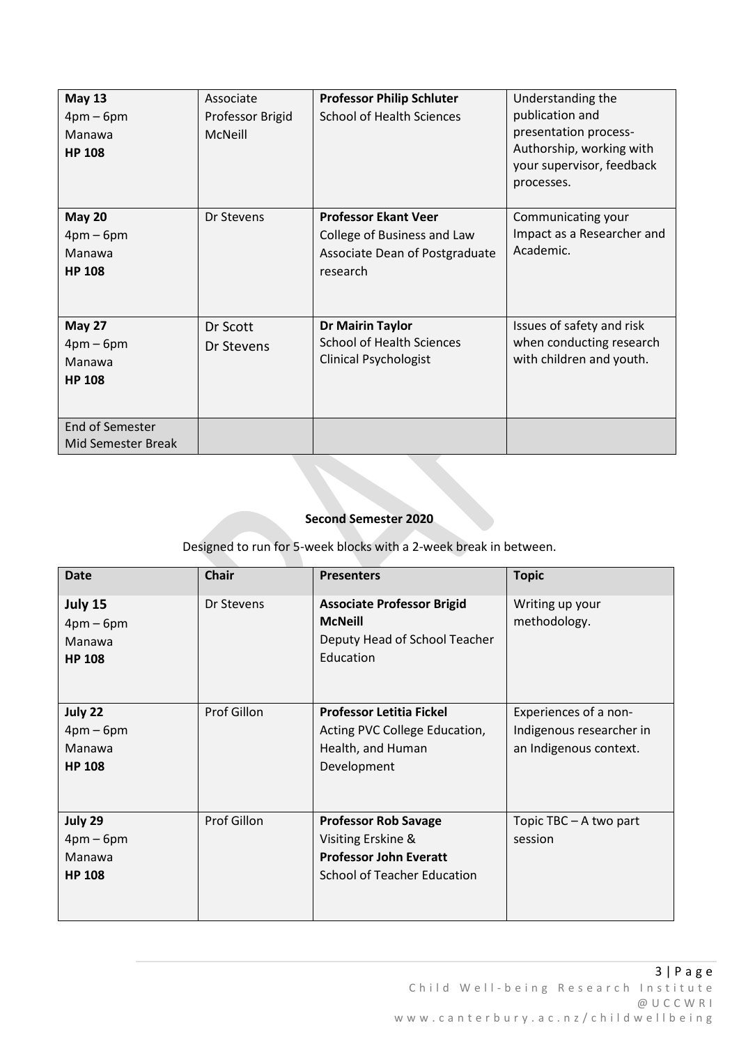| | | | |
|---|---|---|---|
| **May 13**<br>4pm – 6pm<br>Manawa<br>**HP 108** | Associate Professor Brigid McNeill | **Professor Philip Schluter**<br>School of Health Sciences | Understanding the publication and presentation process- Authorship, working with your supervisor, feedback processes. |
| **May 20**<br>4pm – 6pm<br>Manawa<br>**HP 108** | Dr Stevens | **Professor Ekant Veer**<br>College of Business and Law<br>Associate Dean of Postgraduate research | Communicating your Impact as a Researcher and Academic. |
| **May 27**<br>4pm – 6pm<br>Manawa<br>**HP 108** | Dr Scott<br>Dr Stevens | **Dr Mairin Taylor**<br>School of Health Sciences<br>Clinical Psychologist | Issues of safety and risk when conducting research with children and youth. |
| End of Semester<br>Mid Semester Break | | | |

**Second Semester 2020**

Designed to run for 5-week blocks with a 2-week break in between.

| Date | Chair | Presenters | Topic |
|---|---|---|---|
| **July 15**<br>4pm – 6pm<br>Manawa<br>**HP 108** | Dr Stevens | **Associate Professor Brigid McNeill**<br>Deputy Head of School Teacher Education | Writing up your methodology. |
| **July 22**<br>4pm – 6pm<br>Manawa<br>**HP 108** | Prof Gillon | **Professor Letitia Fickel**<br>Acting PVC College Education, Health, and Human Development | Experiences of a non-Indigenous researcher in an Indigenous context. |
| **July 29**<br>4pm – 6pm<br>Manawa<br>**HP 108** | Prof Gillon | **Professor Rob Savage**<br>Visiting Erskine &<br>**Professor John Everatt**<br>School of Teacher Education | Topic TBC – A two part session |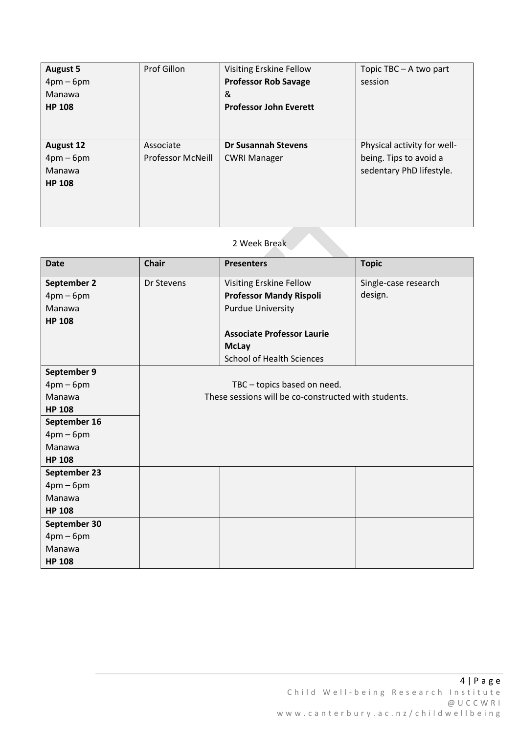| | | | |
|---|---|---|---|
| **August 5**<br>4pm – 6pm<br>Manawa<br>**HP 108** | Prof Gillon | Visiting Erskine Fellow<br>**Professor Rob Savage**<br>&<br>**Professor John Everett** | Topic TBC – A two part session |
| **August 12**<br>4pm – 6pm<br>Manawa<br>**HP 108** | Associate Professor McNeill | **Dr Susannah Stevens**<br>CWRI Manager | Physical activity for well-being. Tips to avoid a sedentary PhD lifestyle. |

2 Week Break

| Date | Chair | Presenters | Topic |
|---|---|---|---|
| **September 2**<br>4pm – 6pm<br>Manawa<br>**HP 108** | Dr Stevens | Visiting Erskine Fellow<br>**Professor Mandy Rispoli**<br>Purdue University<br><br>**Associate Professor Laurie McLay**<br>School of Health Sciences | Single-case research design. |
| **September 9**<br>4pm – 6pm<br>Manawa<br>**HP 108** | TBC – topics based on need.<br>These sessions will be co-constructed with students. | | |
| **September 16**<br>4pm – 6pm<br>Manawa<br>**HP 108** | | | |
| **September 23**<br>4pm – 6pm<br>Manawa<br>**HP 108** | | | |
| **September 30**<br>4pm – 6pm<br>Manawa<br>**HP 108** | | | |